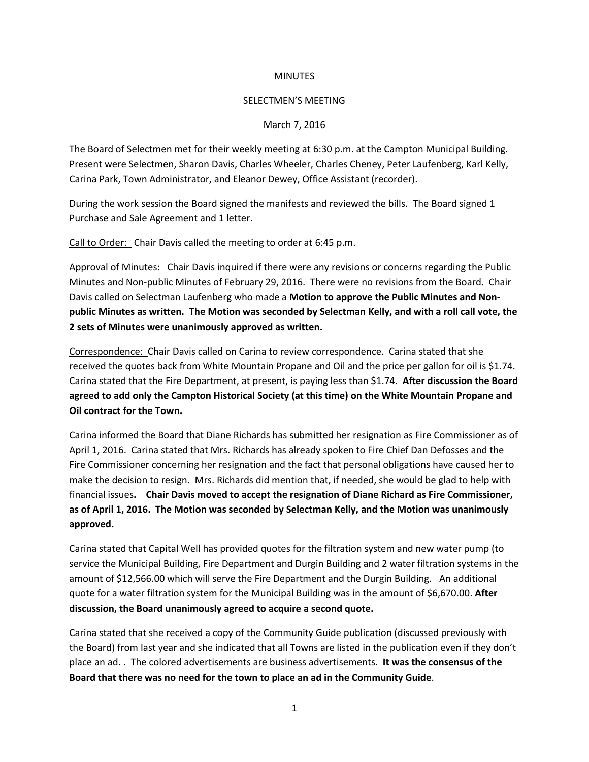MINUTES

SELECTMEN'S MEETING

March 7, 2016

The Board of Selectmen met for their weekly meeting at 6:30 p.m. at the Campton Municipal Building. Present were Selectmen, Sharon Davis, Charles Wheeler, Charles Cheney, Peter Laufenberg, Karl Kelly, Carina Park, Town Administrator, and Eleanor Dewey, Office Assistant (recorder).

During the work session the Board signed the manifests and reviewed the bills. The Board signed 1 Purchase and Sale Agreement and 1 letter.

Call to Order: Chair Davis called the meeting to order at 6:45 p.m.

Approval of Minutes: Chair Davis inquired if there were any revisions or concerns regarding the Public Minutes and Non-public Minutes of February 29, 2016. There were no revisions from the Board. Chair Davis called on Selectman Laufenberg who made a **Motion to approve the Public Minutes and Non-public Minutes as written. The Motion was seconded by Selectman Kelly, and with a roll call vote, the 2 sets of Minutes were unanimously approved as written.**

Correspondence: Chair Davis called on Carina to review correspondence. Carina stated that she received the quotes back from White Mountain Propane and Oil and the price per gallon for oil is $1.74. Carina stated that the Fire Department, at present, is paying less than $1.74. **After discussion the Board agreed to add only the Campton Historical Society (at this time) on the White Mountain Propane and Oil contract for the Town.**

Carina informed the Board that Diane Richards has submitted her resignation as Fire Commissioner as of April 1, 2016. Carina stated that Mrs. Richards has already spoken to Fire Chief Dan Defosses and the Fire Commissioner concerning her resignation and the fact that personal obligations have caused her to make the decision to resign. Mrs. Richards did mention that, if needed, she would be glad to help with financial issues**. Chair Davis moved to accept the resignation of Diane Richard as Fire Commissioner, as of April 1, 2016. The Motion was seconded by Selectman Kelly, and the Motion was unanimously approved.**

Carina stated that Capital Well has provided quotes for the filtration system and new water pump (to service the Municipal Building, Fire Department and Durgin Building and 2 water filtration systems in the amount of $12,566.00 which will serve the Fire Department and the Durgin Building. An additional quote for a water filtration system for the Municipal Building was in the amount of $6,670.00. **After discussion, the Board unanimously agreed to acquire a second quote.**

Carina stated that she received a copy of the Community Guide publication (discussed previously with the Board) from last year and she indicated that all Towns are listed in the publication even if they don't place an ad. . The colored advertisements are business advertisements. **It was the consensus of the Board that there was no need for the town to place an ad in the Community Guide**.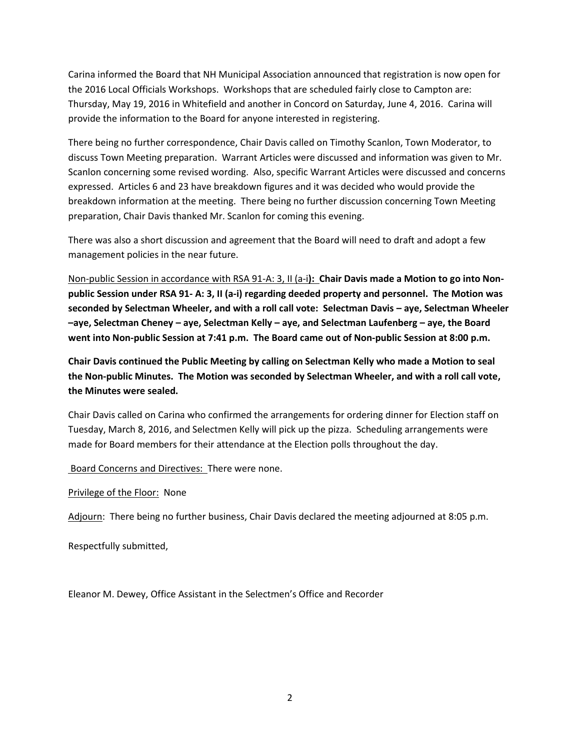Carina informed the Board that NH Municipal Association announced that registration is now open for the 2016 Local Officials Workshops. Workshops that are scheduled fairly close to Campton are: Thursday, May 19, 2016 in Whitefield and another in Concord on Saturday, June 4, 2016. Carina will provide the information to the Board for anyone interested in registering.

There being no further correspondence, Chair Davis called on Timothy Scanlon, Town Moderator, to discuss Town Meeting preparation. Warrant Articles were discussed and information was given to Mr. Scanlon concerning some revised wording. Also, specific Warrant Articles were discussed and concerns expressed. Articles 6 and 23 have breakdown figures and it was decided who would provide the breakdown information at the meeting. There being no further discussion concerning Town Meeting preparation, Chair Davis thanked Mr. Scanlon for coming this evening.

There was also a short discussion and agreement that the Board will need to draft and adopt a few management policies in the near future.

Non-public Session in accordance with RSA 91-A: 3, II (a-i**): Chair Davis made a Motion to go into Non-public Session under RSA 91- A: 3, II (a-i) regarding deeded property and personnel. The Motion was seconded by Selectman Wheeler, and with a roll call vote: Selectman Davis – aye, Selectman Wheeler –aye, Selectman Cheney – aye, Selectman Kelly – aye, and Selectman Laufenberg – aye, the Board went into Non-public Session at 7:41 p.m. The Board came out of Non-public Session at 8:00 p.m.**

**Chair Davis continued the Public Meeting by calling on Selectman Kelly who made a Motion to seal the Non-public Minutes. The Motion was seconded by Selectman Wheeler, and with a roll call vote, the Minutes were sealed.**

Chair Davis called on Carina who confirmed the arrangements for ordering dinner for Election staff on Tuesday, March 8, 2016, and Selectmen Kelly will pick up the pizza. Scheduling arrangements were made for Board members for their attendance at the Election polls throughout the day.

Board Concerns and Directives: There were none.

Privilege of the Floor: None

Adjourn: There being no further business, Chair Davis declared the meeting adjourned at 8:05 p.m.

Respectfully submitted,

Eleanor M. Dewey, Office Assistant in the Selectmen's Office and Recorder